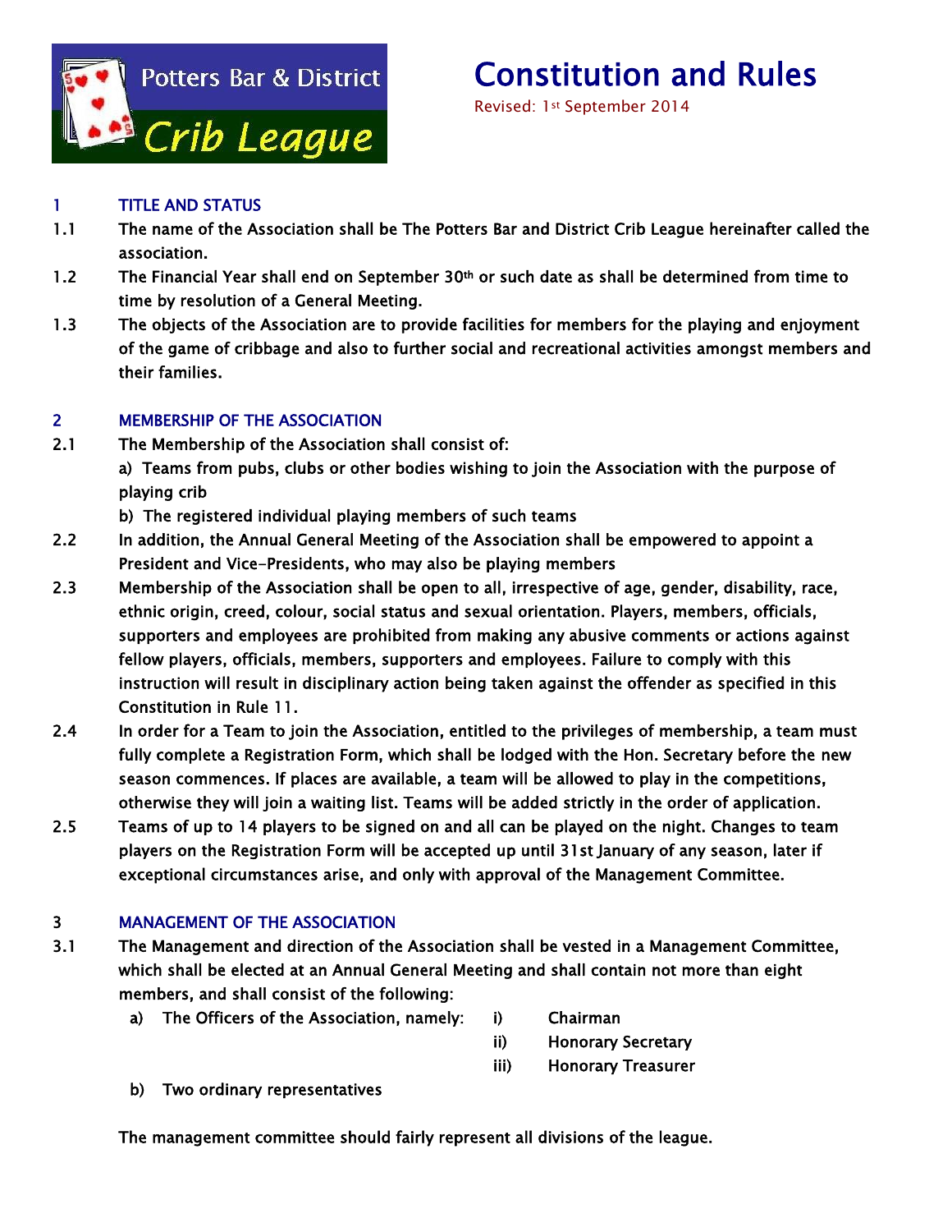Potters Bar & District Crib League

# Constitution and Rules

Revised: 1st September 2014

## 1 TITLE AND STATUS

1.1 The name of the Association shall be The Potters Bar and District Crib League hereinafter called the association.

1.2 The Financial Year shall end on September 30th or such date as shall be determined from time to time by resolution of a General Meeting.

1.3 The objects of the Association are to provide facilities for members for the playing and enjoyment of the game of cribbage and also to further social and recreational activities amongst members and their families.

## 2 MEMBERSHIP OF THE ASSOCIATION

2.1 The Membership of the Association shall consist of:

a) Teams from pubs, clubs or other bodies wishing to join the Association with the purpose of playing crib

b) The registered individual playing members of such teams

2.2 In addition, the Annual General Meeting of the Association shall be empowered to appoint a President and Vice-Presidents, who may also be playing members

2.3 Membership of the Association shall be open to all, irrespective of age, gender, disability, race, ethnic origin, creed, colour, social status and sexual orientation. Players, members, officials, supporters and employees are prohibited from making any abusive comments or actions against fellow players, officials, members, supporters and employees. Failure to comply with this instruction will result in disciplinary action being taken against the offender as specified in this Constitution in Rule 11.

2.4 In order for a Team to join the Association, entitled to the privileges of membership, a team must fully complete a Registration Form, which shall be lodged with the Hon. Secretary before the new season commences. If places are available, a team will be allowed to play in the competitions, otherwise they will join a waiting list. Teams will be added strictly in the order of application.

2.5 Teams of up to 14 players to be signed on and all can be played on the night. Changes to team players on the Registration Form will be accepted up until 31st January of any season, later if exceptional circumstances arise, and only with approval of the Management Committee.

## 3 MANAGEMENT OF THE ASSOCIATION

3.1 The Management and direction of the Association shall be vested in a Management Committee, which shall be elected at an Annual General Meeting and shall contain not more than eight members, and shall consist of the following:

a) The Officers of the Association, namely:
   - i) Chairman
   - ii) Honorary Secretary
   - iii) Honorary Treasurer

b) Two ordinary representatives

The management committee should fairly represent all divisions of the league.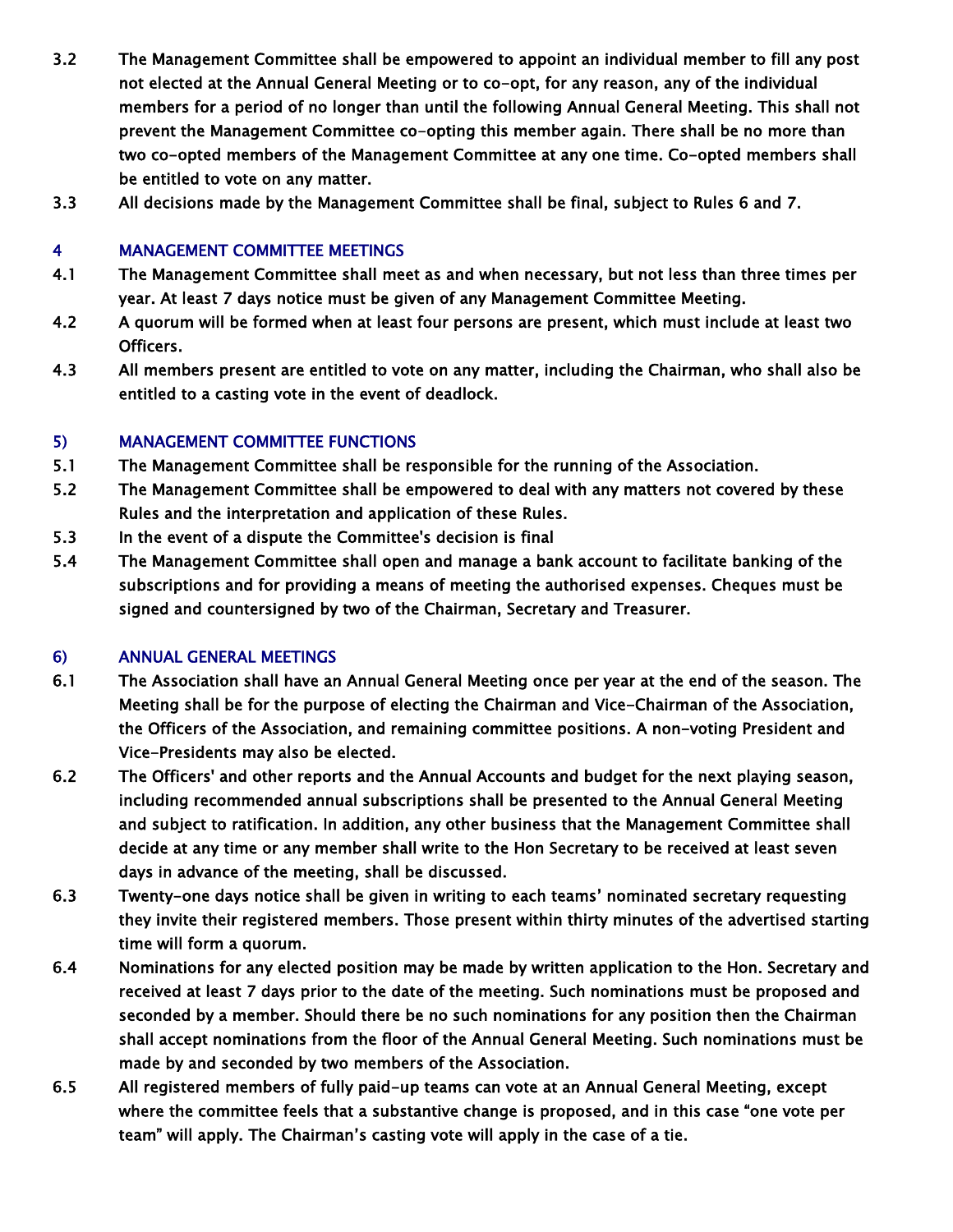3.2 The Management Committee shall be empowered to appoint an individual member to fill any post not elected at the Annual General Meeting or to co-opt, for any reason, any of the individual members for a period of no longer than until the following Annual General Meeting. This shall not prevent the Management Committee co-opting this member again. There shall be no more than two co-opted members of the Management Committee at any one time. Co-opted members shall be entitled to vote on any matter.

3.3 All decisions made by the Management Committee shall be final, subject to Rules 6 and 7.

## 4 MANAGEMENT COMMITTEE MEETINGS

4.1 The Management Committee shall meet as and when necessary, but not less than three times per year. At least 7 days notice must be given of any Management Committee Meeting.

4.2 A quorum will be formed when at least four persons are present, which must include at least two Officers.

4.3 All members present are entitled to vote on any matter, including the Chairman, who shall also be entitled to a casting vote in the event of deadlock.

## 5) MANAGEMENT COMMITTEE FUNCTIONS

5.1 The Management Committee shall be responsible for the running of the Association.

5.2 The Management Committee shall be empowered to deal with any matters not covered by these Rules and the interpretation and application of these Rules.

5.3 In the event of a dispute the Committee's decision is final

5.4 The Management Committee shall open and manage a bank account to facilitate banking of the subscriptions and for providing a means of meeting the authorised expenses. Cheques must be signed and countersigned by two of the Chairman, Secretary and Treasurer.

## 6) ANNUAL GENERAL MEETINGS

6.1 The Association shall have an Annual General Meeting once per year at the end of the season. The Meeting shall be for the purpose of electing the Chairman and Vice-Chairman of the Association, the Officers of the Association, and remaining committee positions. A non-voting President and Vice-Presidents may also be elected.

6.2 The Officers' and other reports and the Annual Accounts and budget for the next playing season, including recommended annual subscriptions shall be presented to the Annual General Meeting and subject to ratification. In addition, any other business that the Management Committee shall decide at any time or any member shall write to the Hon Secretary to be received at least seven days in advance of the meeting, shall be discussed.

6.3 Twenty-one days notice shall be given in writing to each teams' nominated secretary requesting they invite their registered members. Those present within thirty minutes of the advertised starting time will form a quorum.

6.4 Nominations for any elected position may be made by written application to the Hon. Secretary and received at least 7 days prior to the date of the meeting. Such nominations must be proposed and seconded by a member. Should there be no such nominations for any position then the Chairman shall accept nominations from the floor of the Annual General Meeting. Such nominations must be made by and seconded by two members of the Association.

6.5 All registered members of fully paid-up teams can vote at an Annual General Meeting, except where the committee feels that a substantive change is proposed, and in this case "one vote per team" will apply. The Chairman's casting vote will apply in the case of a tie.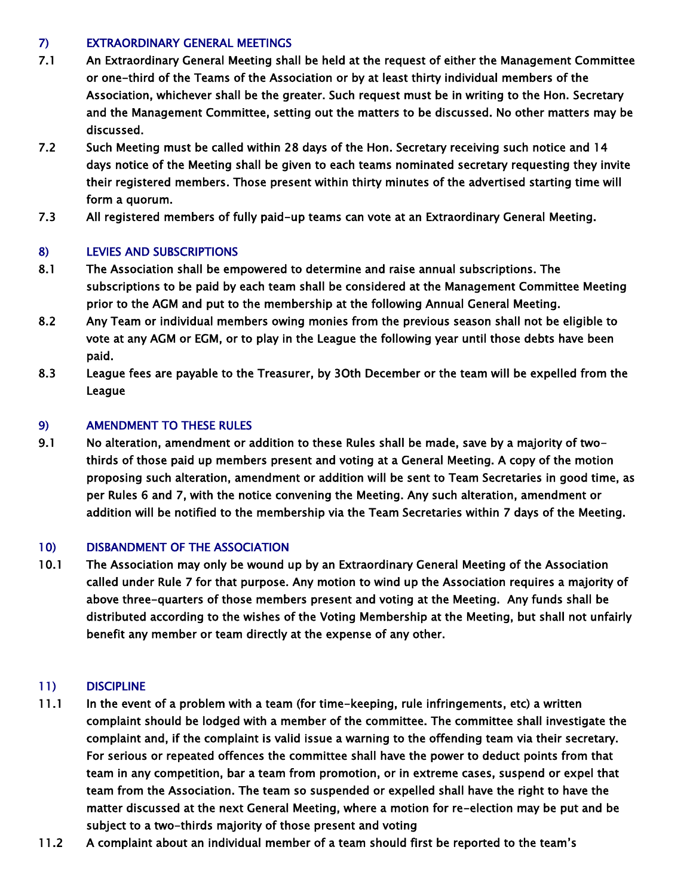## 7) EXTRAORDINARY GENERAL MEETINGS

7.1 An Extraordinary General Meeting shall be held at the request of either the Management Committee or one-third of the Teams of the Association or by at least thirty individual members of the Association, whichever shall be the greater. Such request must be in writing to the Hon. Secretary and the Management Committee, setting out the matters to be discussed. No other matters may be discussed.

7.2 Such Meeting must be called within 28 days of the Hon. Secretary receiving such notice and 14 days notice of the Meeting shall be given to each teams nominated secretary requesting they invite their registered members. Those present within thirty minutes of the advertised starting time will form a quorum.

7.3 All registered members of fully paid-up teams can vote at an Extraordinary General Meeting.

## 8) LEVIES AND SUBSCRIPTIONS

8.1 The Association shall be empowered to determine and raise annual subscriptions. The subscriptions to be paid by each team shall be considered at the Management Committee Meeting prior to the AGM and put to the membership at the following Annual General Meeting.

8.2 Any Team or individual members owing monies from the previous season shall not be eligible to vote at any AGM or EGM, or to play in the League the following year until those debts have been paid.

8.3 League fees are payable to the Treasurer, by 30th December or the team will be expelled from the League

## 9) AMENDMENT TO THESE RULES

9.1 No alteration, amendment or addition to these Rules shall be made, save by a majority of two-thirds of those paid up members present and voting at a General Meeting. A copy of the motion proposing such alteration, amendment or addition will be sent to Team Secretaries in good time, as per Rules 6 and 7, with the notice convening the Meeting. Any such alteration, amendment or addition will be notified to the membership via the Team Secretaries within 7 days of the Meeting.

## 10) DISBANDMENT OF THE ASSOCIATION

10.1 The Association may only be wound up by an Extraordinary General Meeting of the Association called under Rule 7 for that purpose. Any motion to wind up the Association requires a majority of above three-quarters of those members present and voting at the Meeting. Any funds shall be distributed according to the wishes of the Voting Membership at the Meeting, but shall not unfairly benefit any member or team directly at the expense of any other.

## 11) DISCIPLINE

11.1 In the event of a problem with a team (for time-keeping, rule infringements, etc) a written complaint should be lodged with a member of the committee. The committee shall investigate the complaint and, if the complaint is valid issue a warning to the offending team via their secretary. For serious or repeated offences the committee shall have the power to deduct points from that team in any competition, bar a team from promotion, or in extreme cases, suspend or expel that team from the Association. The team so suspended or expelled shall have the right to have the matter discussed at the next General Meeting, where a motion for re-election may be put and be subject to a two-thirds majority of those present and voting

11.2 A complaint about an individual member of a team should first be reported to the team's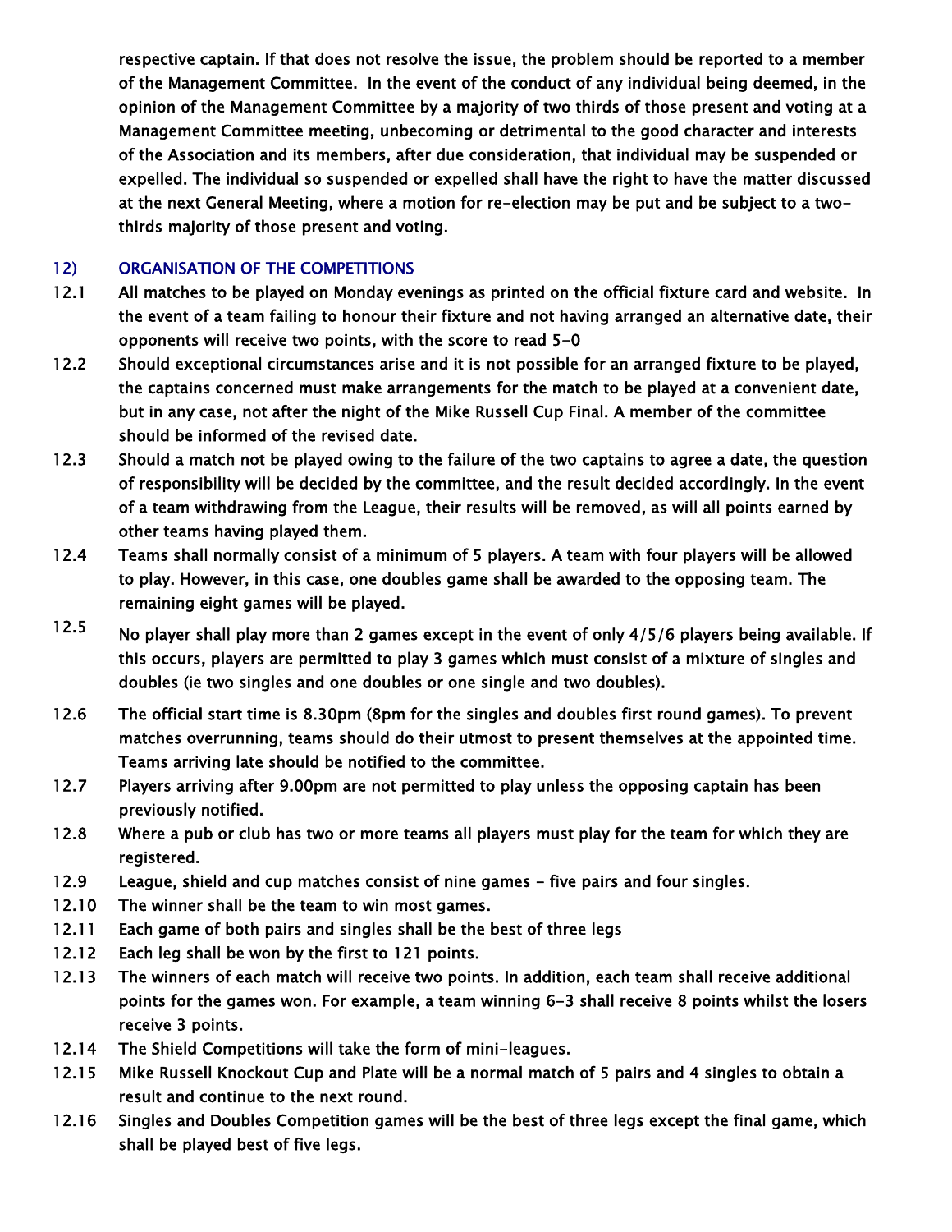respective captain. If that does not resolve the issue, the problem should be reported to a member of the Management Committee. In the event of the conduct of any individual being deemed, in the opinion of the Management Committee by a majority of two thirds of those present and voting at a Management Committee meeting, unbecoming or detrimental to the good character and interests of the Association and its members, after due consideration, that individual may be suspended or expelled. The individual so suspended or expelled shall have the right to have the matter discussed at the next General Meeting, where a motion for re-election may be put and be subject to a two-thirds majority of those present and voting.

## 12) ORGANISATION OF THE COMPETITIONS

12.1 All matches to be played on Monday evenings as printed on the official fixture card and website. In the event of a team failing to honour their fixture and not having arranged an alternative date, their opponents will receive two points, with the score to read 5-0

12.2 Should exceptional circumstances arise and it is not possible for an arranged fixture to be played, the captains concerned must make arrangements for the match to be played at a convenient date, but in any case, not after the night of the Mike Russell Cup Final. A member of the committee should be informed of the revised date.

12.3 Should a match not be played owing to the failure of the two captains to agree a date, the question of responsibility will be decided by the committee, and the result decided accordingly. In the event of a team withdrawing from the League, their results will be removed, as will all points earned by other teams having played them.

12.4 Teams shall normally consist of a minimum of 5 players. A team with four players will be allowed to play. However, in this case, one doubles game shall be awarded to the opposing team. The remaining eight games will be played.

12.5 No player shall play more than 2 games except in the event of only 4/5/6 players being available. If this occurs, players are permitted to play 3 games which must consist of a mixture of singles and doubles (ie two singles and one doubles or one single and two doubles).

12.6 The official start time is 8.30pm (8pm for the singles and doubles first round games). To prevent matches overrunning, teams should do their utmost to present themselves at the appointed time. Teams arriving late should be notified to the committee.

12.7 Players arriving after 9.00pm are not permitted to play unless the opposing captain has been previously notified.

12.8 Where a pub or club has two or more teams all players must play for the team for which they are registered.

12.9 League, shield and cup matches consist of nine games - five pairs and four singles.

12.10 The winner shall be the team to win most games.

12.11 Each game of both pairs and singles shall be the best of three legs

12.12 Each leg shall be won by the first to 121 points.

12.13 The winners of each match will receive two points. In addition, each team shall receive additional points for the games won. For example, a team winning 6-3 shall receive 8 points whilst the losers receive 3 points.

12.14 The Shield Competitions will take the form of mini-leagues.

12.15 Mike Russell Knockout Cup and Plate will be a normal match of 5 pairs and 4 singles to obtain a result and continue to the next round.

12.16 Singles and Doubles Competition games will be the best of three legs except the final game, which shall be played best of five legs.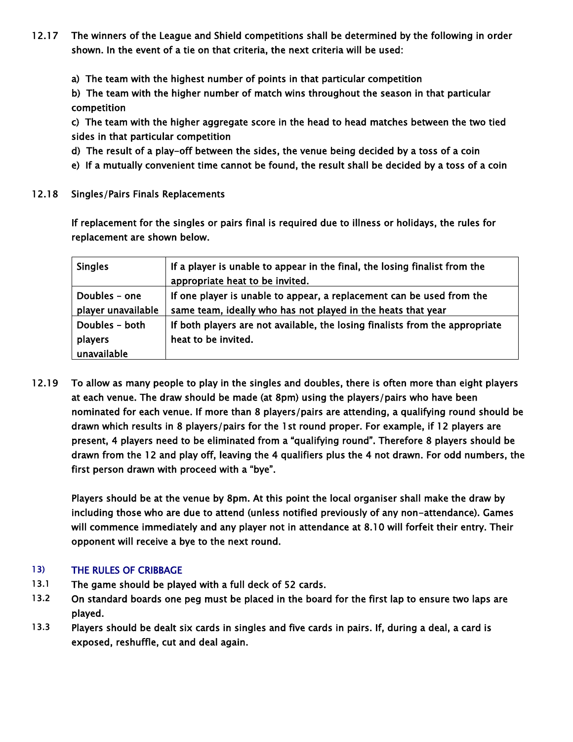12.17 The winners of the League and Shield competitions shall be determined by the following in order shown. In the event of a tie on that criteria, the next criteria will be used:

a) The team with the highest number of points in that particular competition

b) The team with the higher number of match wins throughout the season in that particular competition

c) The team with the higher aggregate score in the head to head matches between the two tied sides in that particular competition

d) The result of a play-off between the sides, the venue being decided by a toss of a coin

e) If a mutually convenient time cannot be found, the result shall be decided by a toss of a coin

12.18 Singles/Pairs Finals Replacements

If replacement for the singles or pairs final is required due to illness or holidays, the rules for replacement are shown below.

| Singles | If a player is unable to appear in the final, the losing finalist from the appropriate heat to be invited. |
|---|---|
| Doubles – one player unavailable | If one player is unable to appear, a replacement can be used from the same team, ideally who has not played in the heats that year |
| Doubles – both players unavailable | If both players are not available, the losing finalists from the appropriate heat to be invited. |

12.19 To allow as many people to play in the singles and doubles, there is often more than eight players at each venue. The draw should be made (at 8pm) using the players/pairs who have been nominated for each venue. If more than 8 players/pairs are attending, a qualifying round should be drawn which results in 8 players/pairs for the 1st round proper. For example, if 12 players are present, 4 players need to be eliminated from a "qualifying round". Therefore 8 players should be drawn from the 12 and play off, leaving the 4 qualifiers plus the 4 not drawn. For odd numbers, the first person drawn with proceed with a "bye".

Players should be at the venue by 8pm. At this point the local organiser shall make the draw by including those who are due to attend (unless notified previously of any non-attendance). Games will commence immediately and any player not in attendance at 8.10 will forfeit their entry. Their opponent will receive a bye to the next round.

## 13) THE RULES OF CRIBBAGE

13.1 The game should be played with a full deck of 52 cards.

13.2 On standard boards one peg must be placed in the board for the first lap to ensure two laps are played.

13.3 Players should be dealt six cards in singles and five cards in pairs. If, during a deal, a card is exposed, reshuffle, cut and deal again.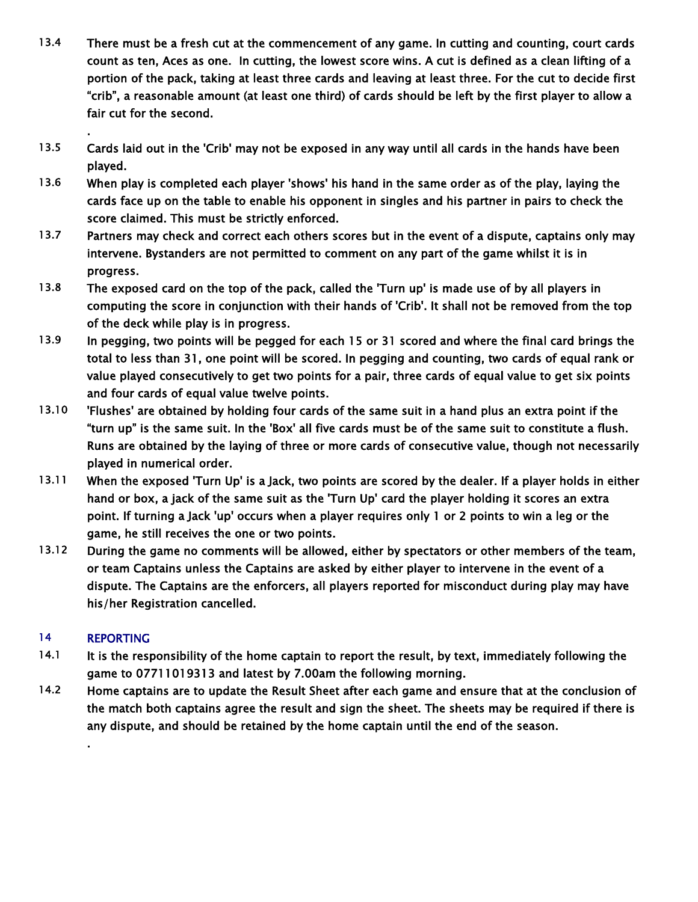13.4 There must be a fresh cut at the commencement of any game. In cutting and counting, court cards count as ten, Aces as one. In cutting, the lowest score wins. A cut is defined as a clean lifting of a portion of the pack, taking at least three cards and leaving at least three. For the cut to decide first "crib", a reasonable amount (at least one third) of cards should be left by the first player to allow a fair cut for the second.

.

13.5 Cards laid out in the 'Crib' may not be exposed in any way until all cards in the hands have been played.

13.6 When play is completed each player 'shows' his hand in the same order as of the play, laying the cards face up on the table to enable his opponent in singles and his partner in pairs to check the score claimed. This must be strictly enforced.

13.7 Partners may check and correct each others scores but in the event of a dispute, captains only may intervene. Bystanders are not permitted to comment on any part of the game whilst it is in progress.

13.8 The exposed card on the top of the pack, called the 'Turn up' is made use of by all players in computing the score in conjunction with their hands of 'Crib'. It shall not be removed from the top of the deck while play is in progress.

13.9 In pegging, two points will be pegged for each 15 or 31 scored and where the final card brings the total to less than 31, one point will be scored. In pegging and counting, two cards of equal rank or value played consecutively to get two points for a pair, three cards of equal value to get six points and four cards of equal value twelve points.

13.10 'Flushes' are obtained by holding four cards of the same suit in a hand plus an extra point if the "turn up" is the same suit. In the 'Box' all five cards must be of the same suit to constitute a flush. Runs are obtained by the laying of three or more cards of consecutive value, though not necessarily played in numerical order.

13.11 When the exposed 'Turn Up' is a Jack, two points are scored by the dealer. If a player holds in either hand or box, a jack of the same suit as the 'Turn Up' card the player holding it scores an extra point. If turning a Jack 'up' occurs when a player requires only 1 or 2 points to win a leg or the game, he still receives the one or two points.

13.12 During the game no comments will be allowed, either by spectators or other members of the team, or team Captains unless the Captains are asked by either player to intervene in the event of a dispute. The Captains are the enforcers, all players reported for misconduct during play may have his/her Registration cancelled.

## 14 REPORTING

14.1 It is the responsibility of the home captain to report the result, by text, immediately following the game to 07711019313 and latest by 7.00am the following morning.

14.2 Home captains are to update the Result Sheet after each game and ensure that at the conclusion of the match both captains agree the result and sign the sheet. The sheets may be required if there is any dispute, and should be retained by the home captain until the end of the season.

.